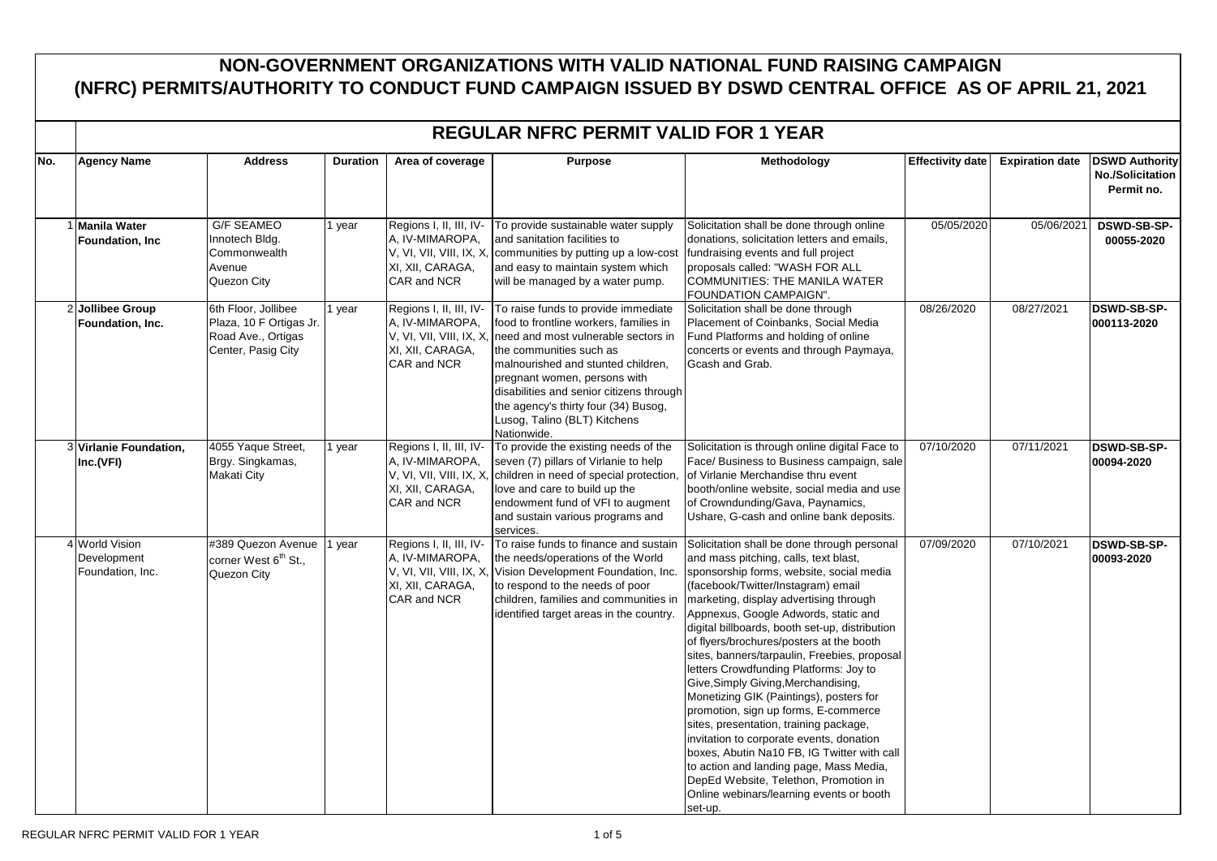# NON-GOVERNMENT ORGANIZATIONS WITH VALID NATIONAL FUND RAISING CAMPAIGN (NFRC) PERMITS/AUTHORITY TO CONDUCT FUND CAMPAIGN ISSUED BY DSWD CENTRAL OFFICE AS OF APRIL 21, 2021

## REGULAR NFRC PERMIT VALID FOR 1 YEAR

| No. | Agency Name | Address | Duration | Area of coverage | Purpose | Methodology | Effectivity date | Expiration date | DSWD Authority No./Solicitation Permit no. |
|---|---|---|---|---|---|---|---|---|---|
| 1 | **Manila Water Foundation, Inc** | G/F SEAMEO Innotech Bldg. Commonwealth Avenue Quezon City | 1 year | Regions I, II, III, IV-A, IV-MIMAROPA, V, VI, VII, VIII, IX, X, XI, XII, CARAGA, CAR and NCR | To provide sustainable water supply and sanitation facilities to communities by putting up a low-cost and easy to maintain system which will be managed by a water pump. | Solicitation shall be done through online donations, solicitation letters and emails, fundraising events and full project proposals called: "WASH FOR ALL COMMUNITIES: THE MANILA WATER FOUNDATION CAMPAIGN". | 05/05/2020 | 05/06/2021 | **DSWD-SB-SP-00055-2020** |
| 2 | **Jollibee Group Foundation, Inc.** | 6th Floor, Jollibee Plaza, 10 F Ortigas Jr. Road Ave., Ortigas Center, Pasig City | 1 year | Regions I, II, III, IV-A, IV-MIMAROPA, V, VI, VII, VIII, IX, X, XI, XII, CARAGA, CAR and NCR | To raise funds to provide immediate food to frontline workers, families in need and most vulnerable sectors in the communities such as malnourished and stunted children, pregnant women, persons with disabilities and senior citizens through the agency's thirty four (34) Busog, Lusog, Talino (BLT) Kitchens Nationwide. | Solicitation shall be done through Placement of Coinbanks, Social Media Fund Platforms and holding of online concerts or events and through Paymaya, Gcash and Grab. | 08/26/2020 | 08/27/2021 | **DSWD-SB-SP-000113-2020** |
| 3 | **Virlanie Foundation, Inc.(VFI)** | 4055 Yaque Street, Brgy. Singkamas, Makati City | 1 year | Regions I, II, III, IV-A, IV-MIMAROPA, V, VI, VII, VIII, IX, X, XI, XII, CARAGA, CAR and NCR | To provide the existing needs of the seven (7) pillars of Virlanie to help children in need of special protection, love and care to build up the endowment fund of VFI to augment and sustain various programs and services. | Solicitation is through online digital Face to Face/ Business to Business campaign, sale of Virlanie Merchandise thru event booth/online website, social media and use of Crowndunding/Gava, Paynamics, Ushare, G-cash and online bank deposits. | 07/10/2020 | 07/11/2021 | **DSWD-SB-SP-00094-2020** |
| 4 | World Vision Development Foundation, Inc. | #389 Quezon Avenue corner West 6th St., Quezon City | 1 year | Regions I, II, III, IV-A, IV-MIMAROPA, V, VI, VII, VIII, IX, X, XI, XII, CARAGA, CAR and NCR | To raise funds to finance and sustain the needs/operations of the World Vision Development Foundation, Inc. to respond to the needs of poor children, families and communities in identified target areas in the country. | Solicitation shall be done through personal and mass pitching, calls, text blast, sponsorship forms, website, social media (facebook/Twitter/Instagram) email marketing, display advertising through Appnexus, Google Adwords, static and digital billboards, booth set-up, distribution of flyers/brochures/posters at the booth sites, banners/tarpaulin, Freebies, proposal letters Crowdfunding Platforms: Joy to Give,Simply Giving,Merchandising, Monetizing GIK (Paintings), posters for promotion, sign up forms, E-commerce sites, presentation, training package, invitation to corporate events, donation boxes, Abutin Na10 FB, IG Twitter with call to action and landing page, Mass Media, DepEd Website, Telethon, Promotion in Online webinars/learning events or booth set-up. | 07/09/2020 | 07/10/2021 | **DSWD-SB-SP-00093-2020** |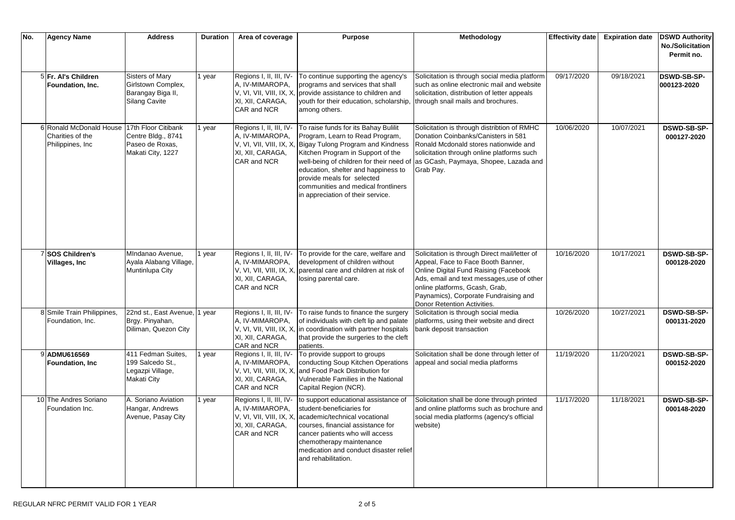| No. | Agency Name | Address | Duration | Area of coverage | Purpose | Methodology | Effectivity date | Expiration date | DSWD Authority No./Solicitation Permit no. |
|---|---|---|---|---|---|---|---|---|---|
| 5 | **Fr. Al's Children Foundation, Inc.** | Sisters of Mary Girlstown Complex, Barangay Biga II, Silang Cavite | 1 year | Regions I, II, III, IV-A, IV-MIMAROPA, V, VI, VII, VIII, IX, X, XI, XII, CARAGA, CAR and NCR | To continue supporting the agency's programs and services that shall provide assistance to children and youth for their education, scholarship, among others. | Solicitation is through social media platform such as online electronic mail and website solicitation, distribution of letter appeals through snail mails and brochures. | 09/17/2020 | 09/18/2021 | **DSWD-SB-SP-000123-2020** |
| 6 | Ronald McDonald House Charities of the Philippines, Inc | 17th Floor Citibank Centre Bldg., 8741 Paseo de Roxas, Makati City, 1227 | 1 year | Regions I, II, III, IV-A, IV-MIMAROPA, V, VI, VII, VIII, IX, X, XI, XII, CARAGA, CAR and NCR | To raise funds for its Bahay Bulilit Program, Learn to Read Program, Bigay Tulong Program and Kindness Kitchen Program in Support of the well-being of children for their need of education, shelter and happiness to provide meals for selected communities and medical frontliners in appreciation of their service. | Solicitation is through distribtion of RMHC Donation Coinbanks/Canisters in 581 Ronald Mcdonald stores nationwide and solicitation through online platforms such as GCash, Paymaya, Shopee, Lazada and Grab Pay. | 10/06/2020 | 10/07/2021 | **DSWD-SB-SP-000127-2020** |
| 7 | **SOS Children's Villages, Inc** | MIndanao Avenue, Ayala Alabang Village, Muntinlupa City | 1 year | Regions I, II, III, IV-A, IV-MIMAROPA, V, VI, VII, VIII, IX, X, XI, XII, CARAGA, CAR and NCR | To provide for the care, welfare and development of children without parental care and children at risk of losing parental care. | Solicitation is through Direct mail/letter of Appeal, Face to Face Booth Banner, Online Digital Fund Raising (Facebook Ads, email and text messages,use of other online platforms, Gcash, Grab, Paynamics), Corporate Fundraising and Donor Retention Activities. | 10/16/2020 | 10/17/2021 | **DSWD-SB-SP-000128-2020** |
| 8 | Smile Train Philippines, Foundation, Inc. | 22nd st., East Avenue, Brgy. Pinyahan, Diliman, Quezon City | 1 year | Regions I, II, III, IV-A, IV-MIMAROPA, V, VI, VII, VIII, IX, X, XI, XII, CARAGA, CAR and NCR | To raise funds to finance the surgery of individuals with cleft lip and palate in coordination with partner hospitals that provide the surgeries to the cleft patients. | Solicitation is through social media platforms, using their website and direct bank deposit transaction | 10/26/2020 | 10/27/2021 | **DSWD-SB-SP-000131-2020** |
| 9 | **ADMU616569 Foundation, Inc** | 411 Fedman Suites, 199 Salcedo St., Legazpi Village, Makati City | 1 year | Regions I, II, III, IV-A, IV-MIMAROPA, V, VI, VII, VIII, IX, X, XI, XII, CARAGA, CAR and NCR | To provide support to groups conducting Soup Kitchen Operations and Food Pack Distribution for Vulnerable Families in the National Capital Region (NCR). | Solicitation shall be done through letter of appeal and social media platforms | 11/19/2020 | 11/20/2021 | **DSWD-SB-SP-000152-2020** |
| 10 | The Andres Soriano Foundation Inc. | A. Soriano Aviation Hangar, Andrews Avenue, Pasay City | 1 year | Regions I, II, III, IV-A, IV-MIMAROPA, V, VI, VII, VIII, IX, X, XI, XII, CARAGA, CAR and NCR | to support educational assistance of student-beneficiaries for academic/technical vocational courses, financial assistance for cancer patients who will access chemotherapy maintenance medication and conduct disaster relief and rehabilitation. | Solicitation shall be done through printed and online platforms such as brochure and social media platforms (agency's official website) | 11/17/2020 | 11/18/2021 | **DSWD-SB-SP-000148-2020** |

REGULAR NFRC PERMIT VALID FOR 1 YEAR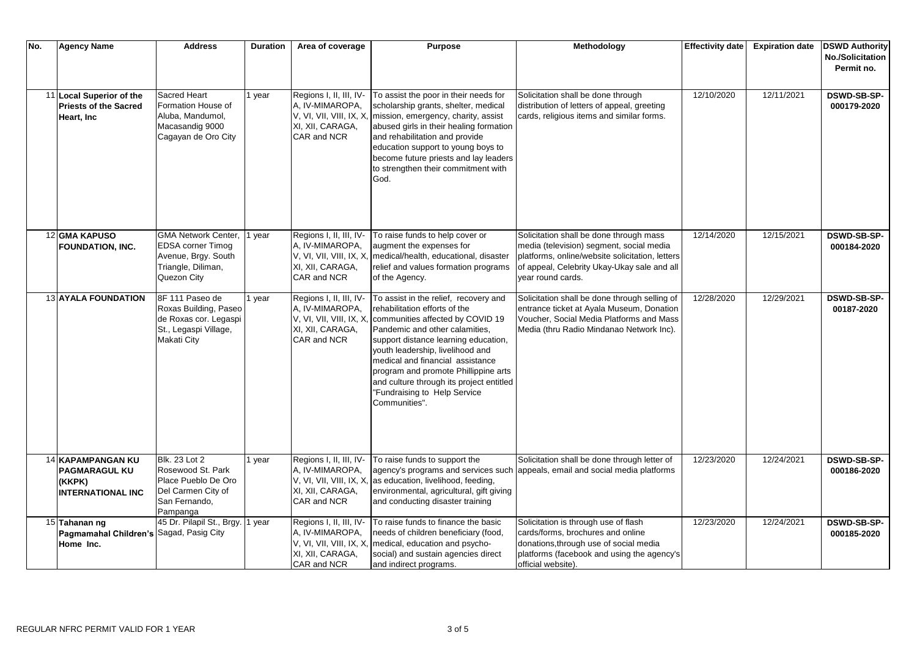| No. | Agency Name | Address | Duration | Area of coverage | Purpose | Methodology | Effectivity date | Expiration date | DSWD Authority No./Solicitation Permit no. |
|---|---|---|---|---|---|---|---|---|---|
| 11 | **Local Superior of the Priests of the Sacred Heart, Inc** | Sacred Heart Formation House of Aluba, Mandumol, Macasandig 9000 Cagayan de Oro City | 1 year | Regions I, II, III, IV-A, IV-MIMAROPA, V, VI, VII, VIII, IX, X, XI, XII, CARAGA, CAR and NCR | To assist the poor in their needs for scholarship grants, shelter, medical mission, emergency, charity, assist abused girls in their healing formation and rehabilitation and provide education support to young boys to become future priests and lay leaders to strengthen their commitment with God. | Solicitation shall be done through distribution of letters of appeal, greeting cards, religious items and similar forms. | 12/10/2020 | 12/11/2021 | **DSWD-SB-SP-000179-2020** |
| 12 | **GMA KAPUSO FOUNDATION, INC.** | GMA Network Center, EDSA corner Timog Avenue, Brgy. South Triangle, Diliman, Quezon City | 1 year | Regions I, II, III, IV-A, IV-MIMAROPA, V, VI, VII, VIII, IX, X, XI, XII, CARAGA, CAR and NCR | To raise funds to help cover or augment the expenses for medical/health, educational, disaster relief and values formation programs of the Agency. | Solicitation shall be done through mass media (television) segment, social media platforms, online/website solicitation, letters of appeal, Celebrity Ukay-Ukay sale and all year round cards. | 12/14/2020 | 12/15/2021 | **DSWD-SB-SP-000184-2020** |
| 13 | **AYALA FOUNDATION** | 8F 111 Paseo de Roxas Building, Paseo de Roxas cor. Legaspi St., Legaspi Village, Makati City | 1 year | Regions I, II, III, IV-A, IV-MIMAROPA, V, VI, VII, VIII, IX, X, XI, XII, CARAGA, CAR and NCR | To assist in the relief, recovery and rehabilitation efforts of the communities affected by COVID 19 Pandemic and other calamities, support distance learning education, youth leadership, livelihood and medical and financial assistance program and promote Phillippine arts and culture through its project entitled "Fundraising to Help Service Communities". | Solicitation shall be done through selling of entrance ticket at Ayala Museum, Donation Voucher, Social Media Platforms and Mass Media (thru Radio Mindanao Network Inc). | 12/28/2020 | 12/29/2021 | **DSWD-SB-SP-00187-2020** |
| 14 | **KAPAMPANGAN KU PAGMARAGUL KU (KKPK) INTERNATIONAL INC** | Blk. 23 Lot 2 Rosewood St. Park Place Pueblo De Oro Del Carmen City of San Fernando, Pampanga | 1 year | Regions I, II, III, IV-A, IV-MIMAROPA, V, VI, VII, VIII, IX, X, XI, XII, CARAGA, CAR and NCR | To raise funds to support the agency's programs and services such as education, livelihood, feeding, environmental, agricultural, gift giving and conducting disaster training | Solicitation shall be done through letter of appeals, email and social media platforms | 12/23/2020 | 12/24/2021 | **DSWD-SB-SP-000186-2020** |
| 15 | **Tahanan ng Pagmamahal Children's Home Inc.** | 45 Dr. Pilapil St., Brgy. Sagad, Pasig City | 1 year | Regions I, II, III, IV-A, IV-MIMAROPA, V, VI, VII, VIII, IX, X, XI, XII, CARAGA, CAR and NCR | To raise funds to finance the basic needs of children beneficiary (food, medical, education and psycho-social) and sustain agencies direct and indirect programs. | Solicitation is through use of flash cards/forms, brochures and online donations,through use of social media platforms (facebook and using the agency's official website). | 12/23/2020 | 12/24/2021 | **DSWD-SB-SP-000185-2020** |

REGULAR NFRC PERMIT VALID FOR 1 YEAR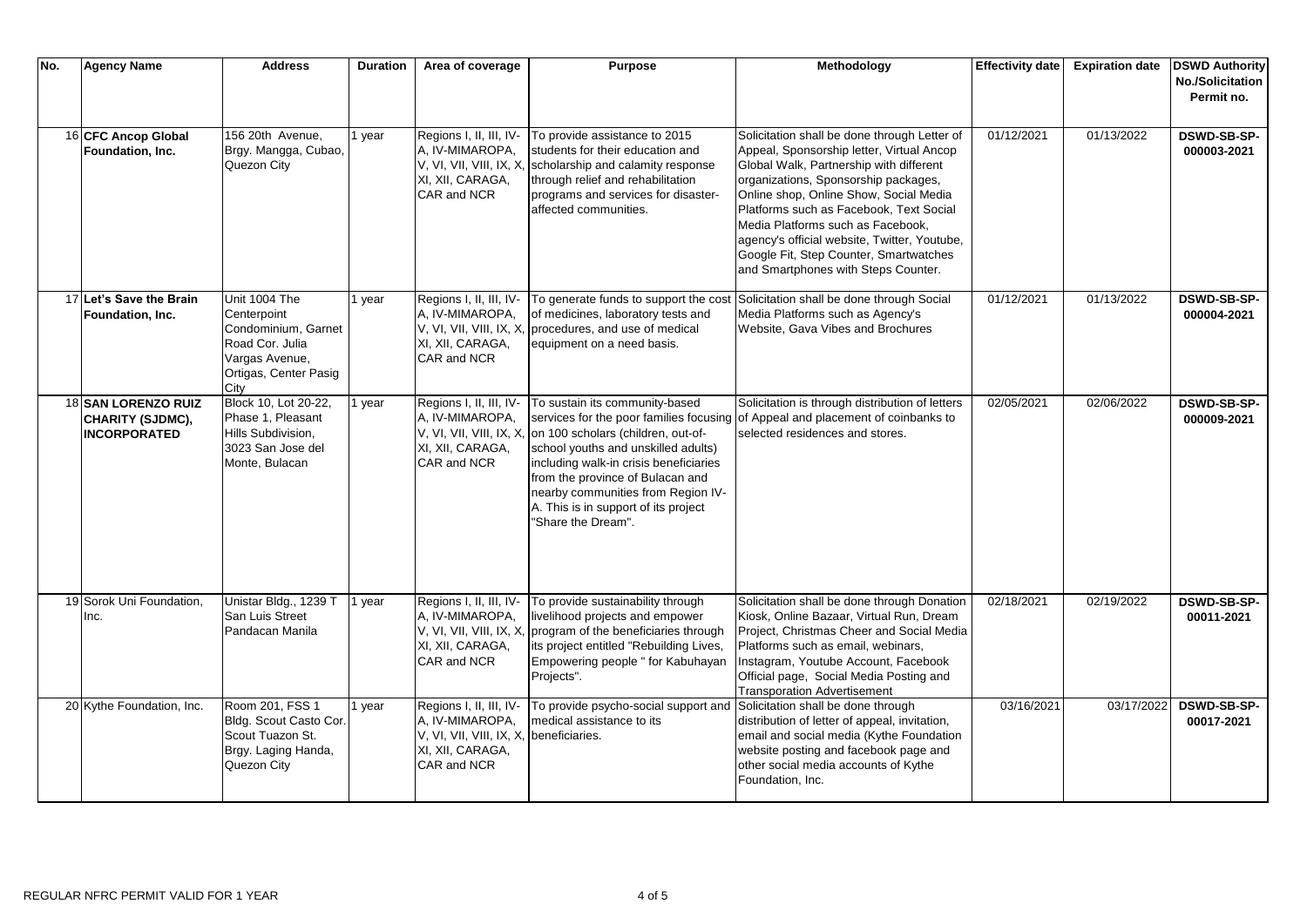| No. | Agency Name | Address | Duration | Area of coverage | Purpose | Methodology | Effectivity date | Expiration date | DSWD Authority No./Solicitation Permit no. |
|---|---|---|---|---|---|---|---|---|---|
| 16 | **CFC Ancop Global Foundation, Inc.** | 156 20th Avenue, Brgy. Mangga, Cubao, Quezon City | 1 year | Regions I, II, III, IV-A, IV-MIMAROPA, V, VI, VII, VIII, IX, X, XI, XII, CARAGA, CAR and NCR | To provide assistance to 2015 students for their education and scholarship and calamity response through relief and rehabilitation programs and services for disaster-affected communities. | Solicitation shall be done through Letter of Appeal, Sponsorship letter, Virtual Ancop Global Walk, Partnership with different organizations, Sponsorship packages, Online shop, Online Show, Social Media Platforms such as Facebook, Text Social Media Platforms such as Facebook, agency's official website, Twitter, Youtube, Google Fit, Step Counter, Smartwatches and Smartphones with Steps Counter. | 01/12/2021 | 01/13/2022 | **DSWD-SB-SP-000003-2021** |
| 17 | **Let's Save the Brain Foundation, Inc.** | Unit 1004 The Centerpoint Condominium, Garnet Road Cor. Julia Vargas Avenue, Ortigas, Center Pasig City | 1 year | Regions I, II, III, IV-A, IV-MIMAROPA, V, VI, VII, VIII, IX, X, XI, XII, CARAGA, CAR and NCR | To generate funds to support the cost of medicines, laboratory tests and procedures, and use of medical equipment on a need basis. | Solicitation shall be done through Social Media Platforms such as Agency's Website, Gava Vibes and Brochures | 01/12/2021 | 01/13/2022 | **DSWD-SB-SP-000004-2021** |
| 18 | **SAN LORENZO RUIZ CHARITY (SJDMC), INCORPORATED** | Block 10, Lot 20-22, Phase 1, Pleasant Hills Subdivision, 3023 San Jose del Monte, Bulacan | 1 year | Regions I, II, III, IV-A, IV-MIMAROPA, V, VI, VII, VIII, IX, X, XI, XII, CARAGA, CAR and NCR | To sustain its community-based services for the poor families focusing on 100 scholars (children, out-of-school youths and unskilled adults) including walk-in crisis beneficiaries from the province of Bulacan and nearby communities from Region IV-A. This is in support of its project "Share the Dream". | Solicitation is through distribution of letters of Appeal and placement of coinbanks to selected residences and stores. | 02/05/2021 | 02/06/2022 | **DSWD-SB-SP-000009-2021** |
| 19 | Sorok Uni Foundation, Inc. | Unistar Bldg., 1239 T San Luis Street Pandacan Manila | 1 year | Regions I, II, III, IV-A, IV-MIMAROPA, V, VI, VII, VIII, IX, X, XI, XII, CARAGA, CAR and NCR | To provide sustainability through livelihood projects and empower program of the beneficiaries through its project entitled "Rebuilding Lives, Empowering people " for Kabuhayan Projects". | Solicitation shall be done through Donation Kiosk, Online Bazaar, Virtual Run, Dream Project, Christmas Cheer and Social Media Platforms such as email, webinars, Instagram, Youtube Account, Facebook Official page, Social Media Posting and Transporation Advertisement | 02/18/2021 | 02/19/2022 | **DSWD-SB-SP-00011-2021** |
| 20 | Kythe Foundation, Inc. | Room 201, FSS 1 Bldg. Scout Casto Cor. Scout Tuazon St. Brgy. Laging Handa, Quezon City | 1 year | Regions I, II, III, IV-A, IV-MIMAROPA, V, VI, VII, VIII, IX, X, XI, XII, CARAGA, CAR and NCR | To provide psycho-social support and medical assistance to its beneficiaries. | Solicitation shall be done through distribution of letter of appeal, invitation, email and social media (Kythe Foundation website posting and facebook page and other social media accounts of Kythe Foundation, Inc. | 03/16/2021 | 03/17/2022 | **DSWD-SB-SP-00017-2021** |

REGULAR NFRC PERMIT VALID FOR 1 YEAR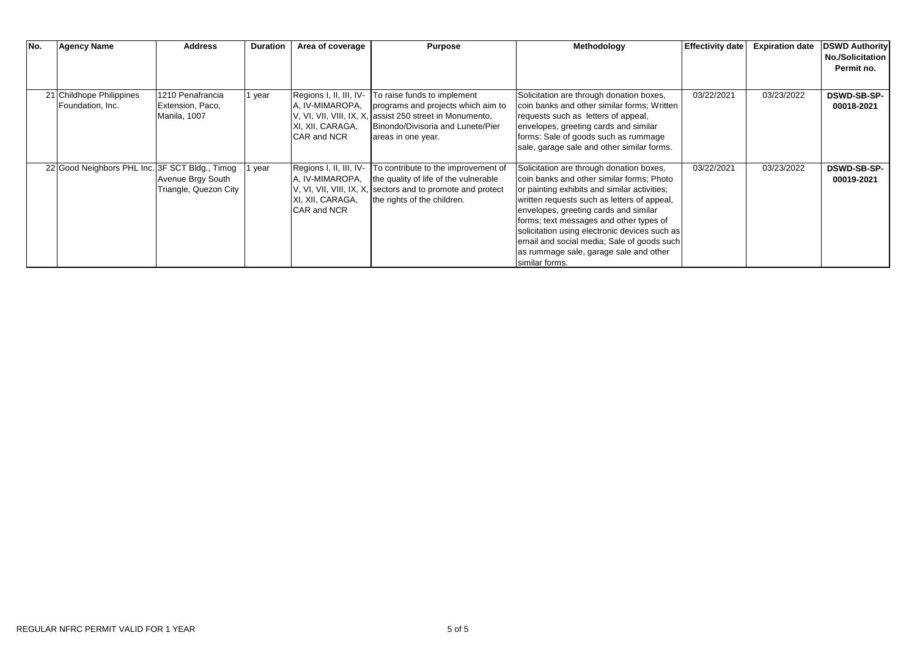| No. | Agency Name | Address | Duration | Area of coverage | Purpose | Methodology | Effectivity date | Expiration date | DSWD Authority No./Solicitation Permit no. |
|---|---|---|---|---|---|---|---|---|---|
| 21 | Childhope Philippines Foundation, Inc. | 1210 Penafrancia Extension, Paco, Manila, 1007 | 1 year | Regions I, II, III, IV-A, IV-MIMAROPA, V, VI, VII, VIII, IX, X, XI, XII, CARAGA, CAR and NCR | To raise funds to implement programs and projects which aim to assist 250 street in Monumento, Binondo/Divisoria and Lunete/Pier areas in one year. | Solicitation are through donation boxes, coin banks and other similar forms; Written requests such as letters of appeal, envelopes, greeting cards and similar forms: Sale of goods such as rummage sale, garage sale and other similar forms. | 03/22/2021 | 03/23/2022 | **DSWD-SB-SP-00018-2021** |
| 22 | Good Neighbors PHL Inc. | 3F SCT Bldg., Timog Avenue Brgy South Triangle, Quezon City | 1 year | Regions I, II, III, IV-A, IV-MIMAROPA, V, VI, VII, VIII, IX, X, XI, XII, CARAGA, CAR and NCR | To contribute to the improvement of the quality of life of the vulnerable sectors and to promote and protect the rights of the children. | Solicitation are through donation boxes, coin banks and other similar forms; Photo or painting exhibits and similar activities; written requests such as letters of appeal, envelopes, greeting cards and similar forms; text messages and other types of solicitation using electronic devices such as email and social media; Sale of goods such as rummage sale, garage sale and other similar forms. | 03/22/2021 | 03/23/2022 | **DSWD-SB-SP-00019-2021** |

REGULAR NFRC PERMIT VALID FOR 1 YEAR